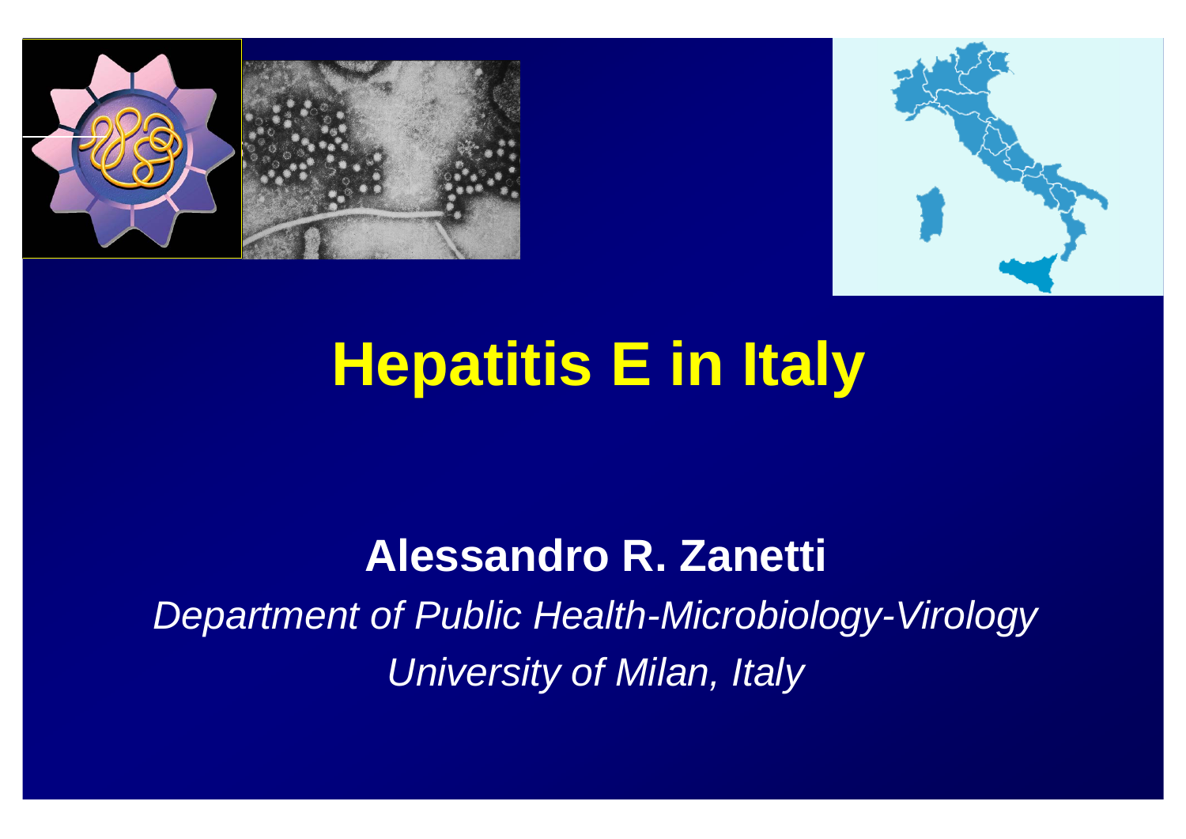# Hepatitis E in Italy

**Alessandro R. Zanetti**

*Department of Public Health-Microbiology-Virology*

*University of Milan, Italy*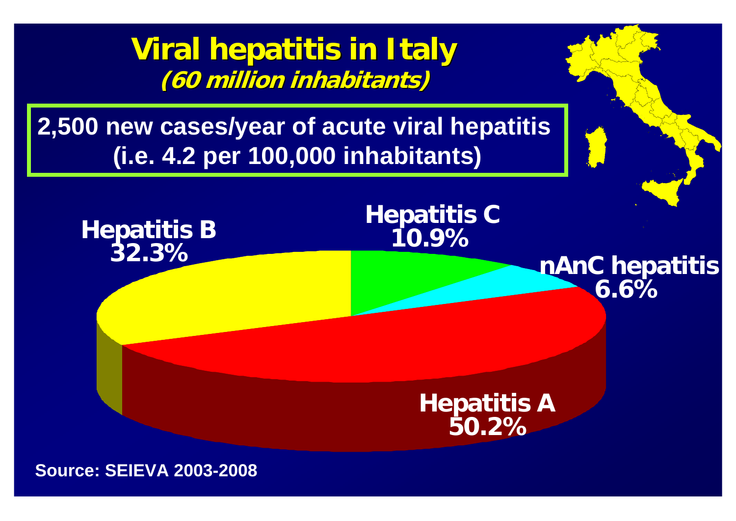# Viral hepatitis in Italy

***(60 million inhabitants)***

**2,500 new cases/year of acute viral hepatitis (i.e. 4.2 per 100,000 inhabitants)**

**Hepatitis B** 32.3%

**Hepatitis C** 10.9%

**nAnC hepatitis** 6.6%

**Hepatitis A** 50.2%

**Source: SEIEVA 2003-2008**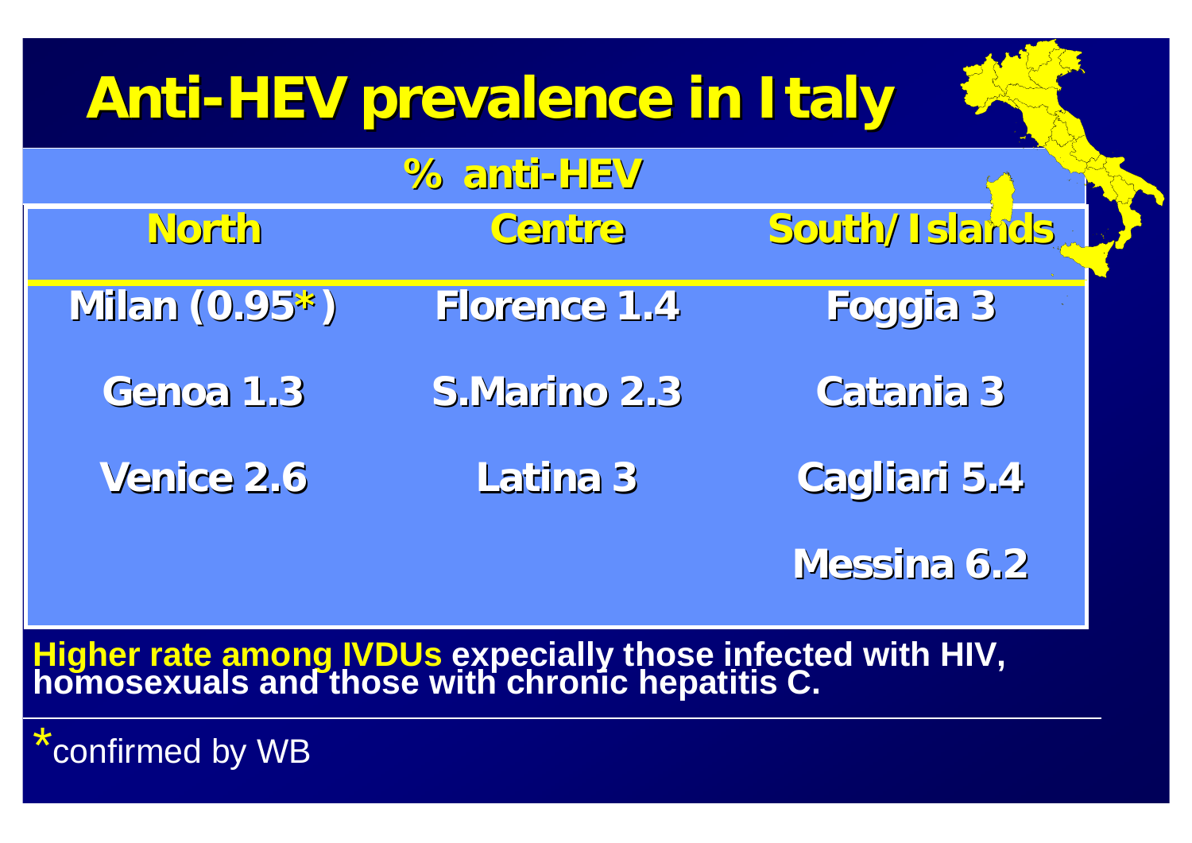# Anti-HEV prevalence in Italy

| % anti-HEV | | |
|---|---|---|
| **North** | **Centre** | **South/Islands** |
| Milan (0.95*) | Florence 1.4 | Foggia 3 |
| Genoa 1.3 | S.Marino 2.3 | Catania 3 |
| Venice 2.6 | Latina 3 | Cagliari 5.4 |
| | | Messina 6.2 |

**Higher rate among IVDUs expecially those infected with HIV, homosexuals and those with chronic hepatitis C.**

*confirmed by WB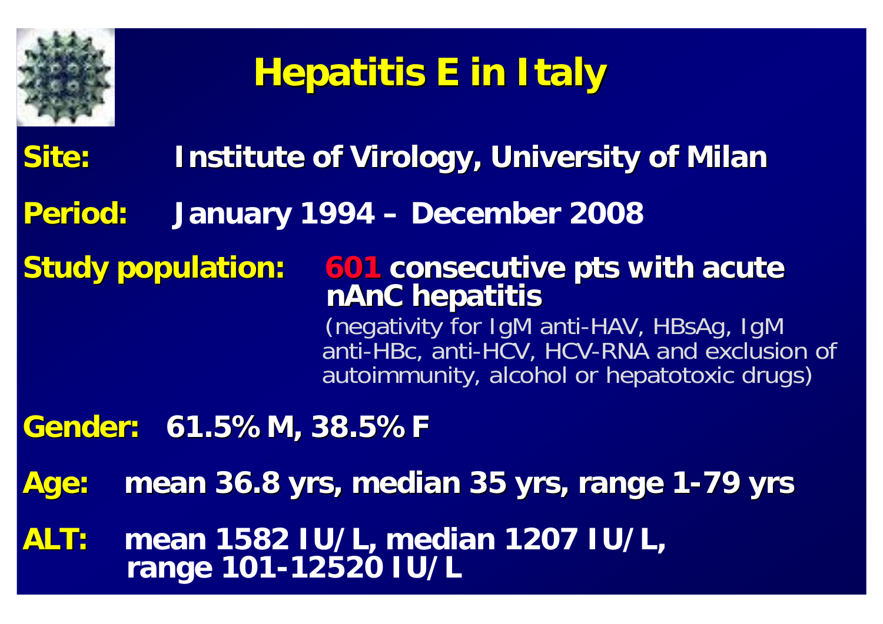# Hepatitis E in Italy

**Site:** **Institute of Virology, University of Milan**

**Period:** **January 1994 – December 2008**

**Study population:** **601 consecutive pts with acute nAnC hepatitis**
(negativity for IgM anti-HAV, HBsAg, IgM anti-HBc, anti-HCV, HCV-RNA and exclusion of autoimmunity, alcohol or hepatotoxic drugs)

**Gender:** **61.5% M, 38.5% F**

**Age:** **mean 36.8 yrs, median 35 yrs, range 1-79 yrs**

**ALT:** **mean 1582 IU/L, median 1207 IU/L, range 101-12520 IU/L**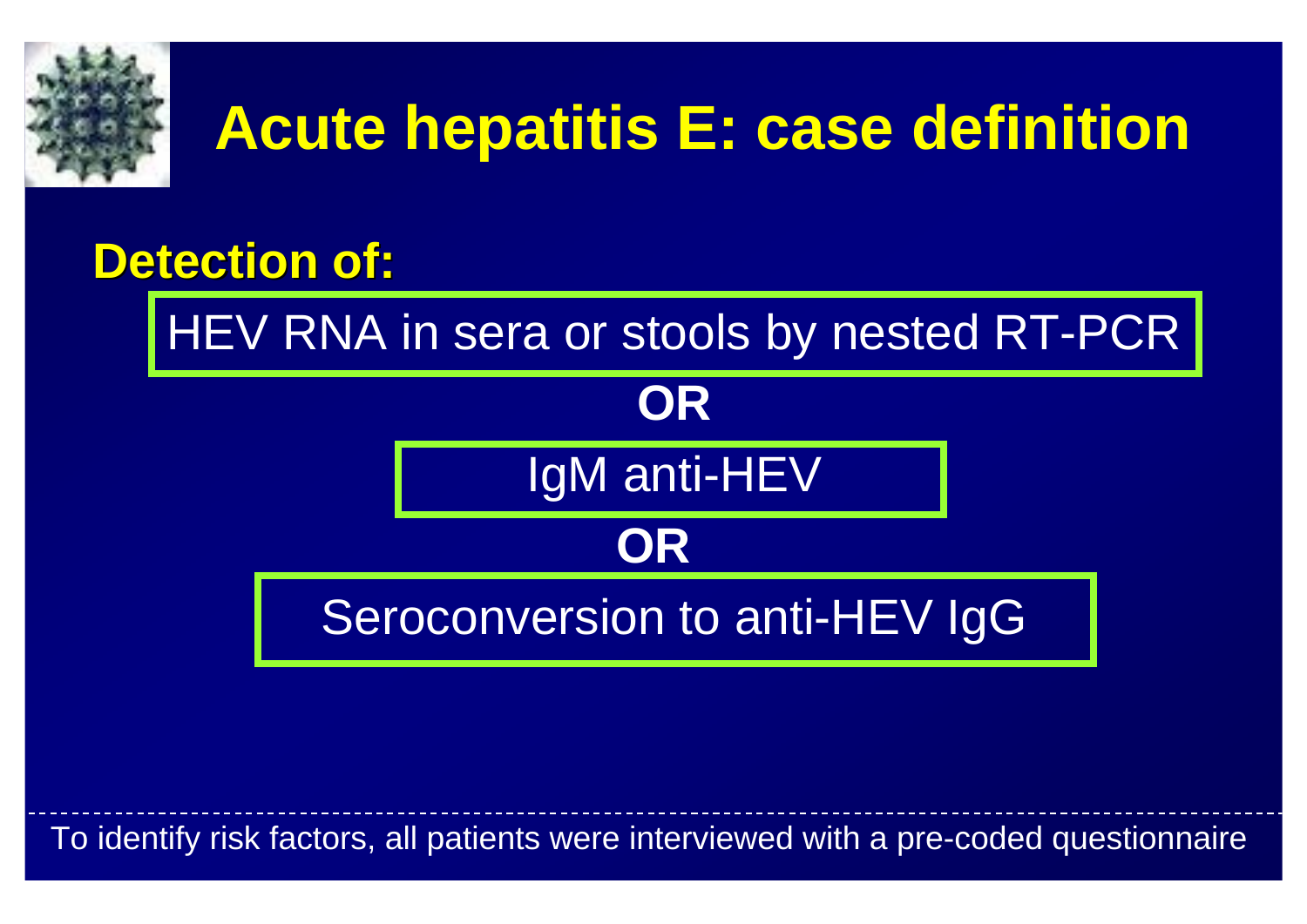# Acute hepatitis E: case definition

**Detection of:**

HEV RNA in sera or stools by nested RT-PCR

**OR**

IgM anti-HEV

**OR**

Seroconversion to anti-HEV IgG

---

To identify risk factors, all patients were interviewed with a pre-coded questionnaire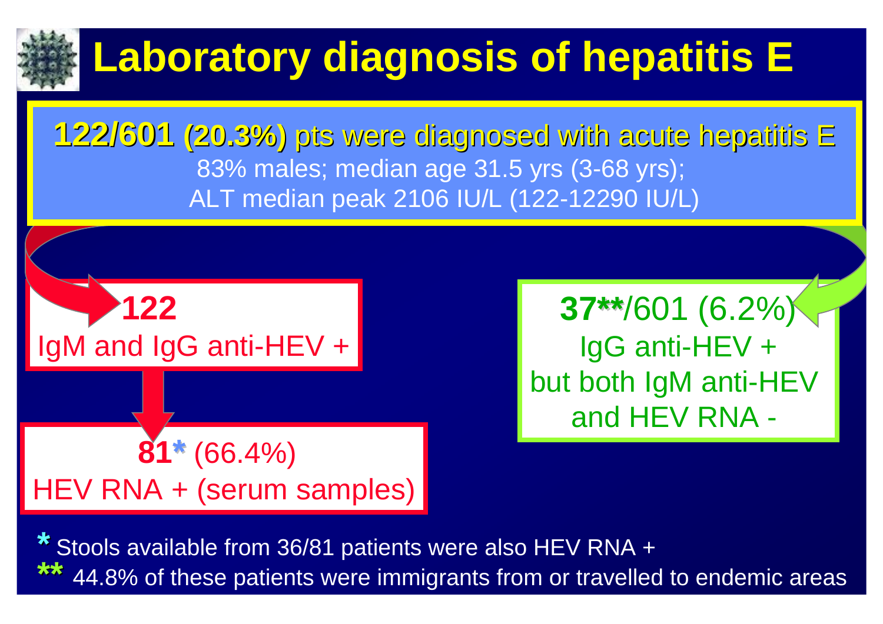# Laboratory diagnosis of hepatitis E

**122/601 (20.3%)** pts were diagnosed with acute hepatitis E

83% males; median age 31.5 yrs (3-68 yrs);

ALT median peak 2106 IU/L (122-12290 IU/L)

**122**

IgM and IgG anti-HEV +

**81*** (66.4%)

HEV RNA + (serum samples)

**37****/601 (6.2%)

IgG anti-HEV +

but both IgM anti-HEV and HEV RNA -

* Stools available from 36/81 patients were also HEV RNA +

** 44.8% of these patients were immigrants from or travelled to endemic areas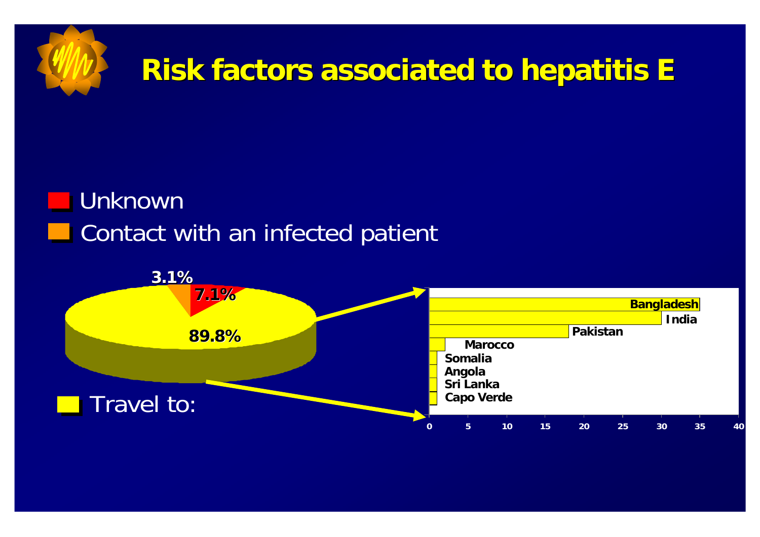# Risk factors associated to hepatitis E

- Unknown
- Contact with an infected patient

3.1%

7.1%

89.8%

- Travel to:

| Country | Value |
|---|---|
| Bangladesh | 35 |
| India | 30 |
| Pakistan | 18 |
| Marocco | 2 |
| Somalia | 1 |
| Angola | 1 |
| Sri Lanka | 1 |
| Capo Verde | 1 |

0 5 10 15 20 25 30 35 40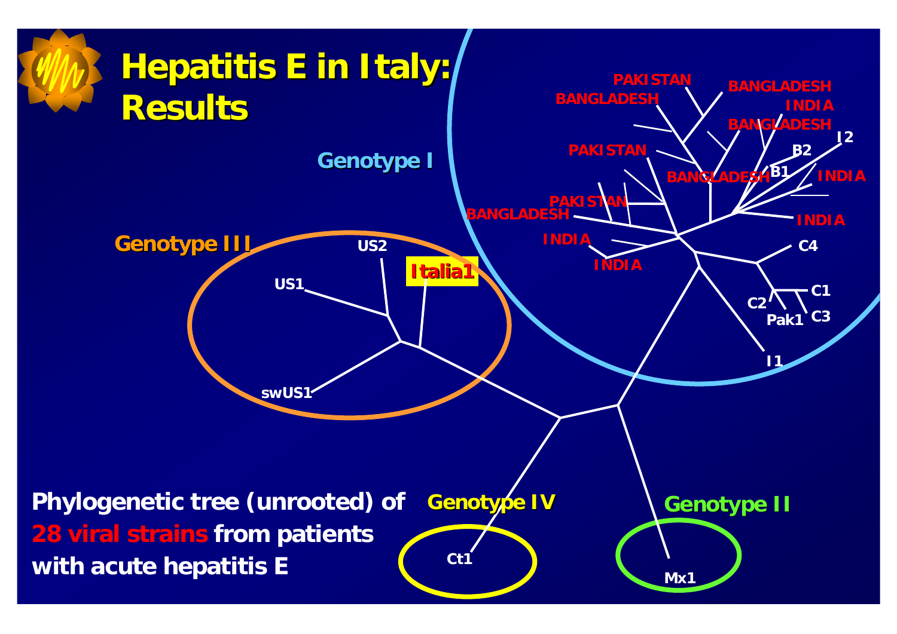# Hepatitis E in Italy: Results

Genotype I

Genotype III

US2

Italia1

US1

swUS1

PAKISTAN

BANGLADESH

BANGLADESH

INDIA

BANGLADESH

I2

PAKISTAN

B2

BANGLADESH

B1

INDIA

PAKISTAN

BANGLADESH

INDIA

INDIA

C4

INDIA

C1

C2

C3

Pak1

I1

Genotype IV

Genotype II

Ct1

Mx1

**Phylogenetic tree (unrooted) of 28 viral strains from patients with acute hepatitis E**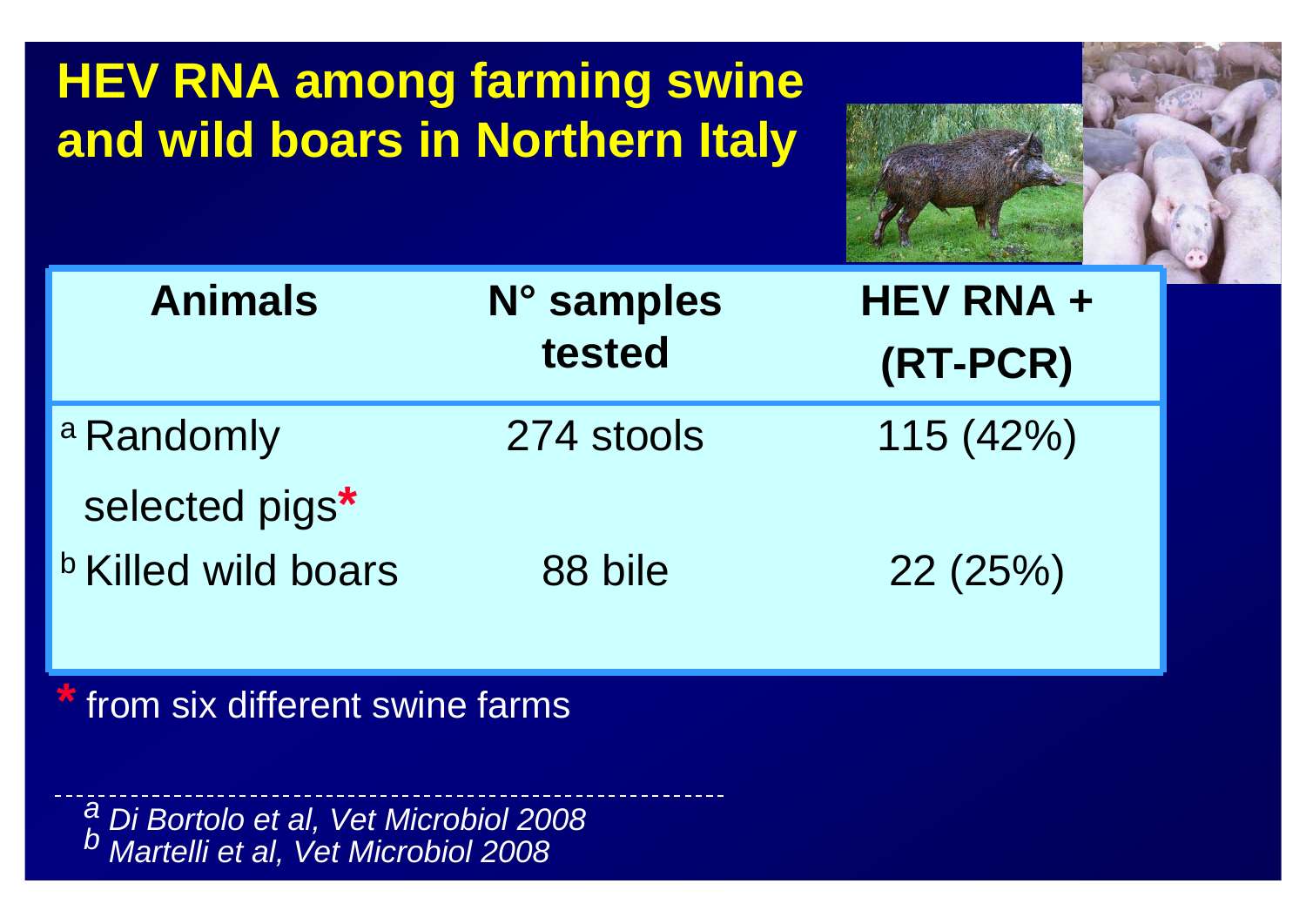# HEV RNA among farming swine and wild boars in Northern Italy

| Animals | N° samples tested | HEV RNA + (RT-PCR) |
|---|---|---|
| [a] Randomly selected pigs* | 274 stools | 115 (42%) |
| [b] Killed wild boars | 88 bile | 22 (25%) |

\* from six different swine farms

---

*[a] Di Bortolo et al, Vet Microbiol 2008*
*[b] Martelli et al, Vet Microbiol 2008*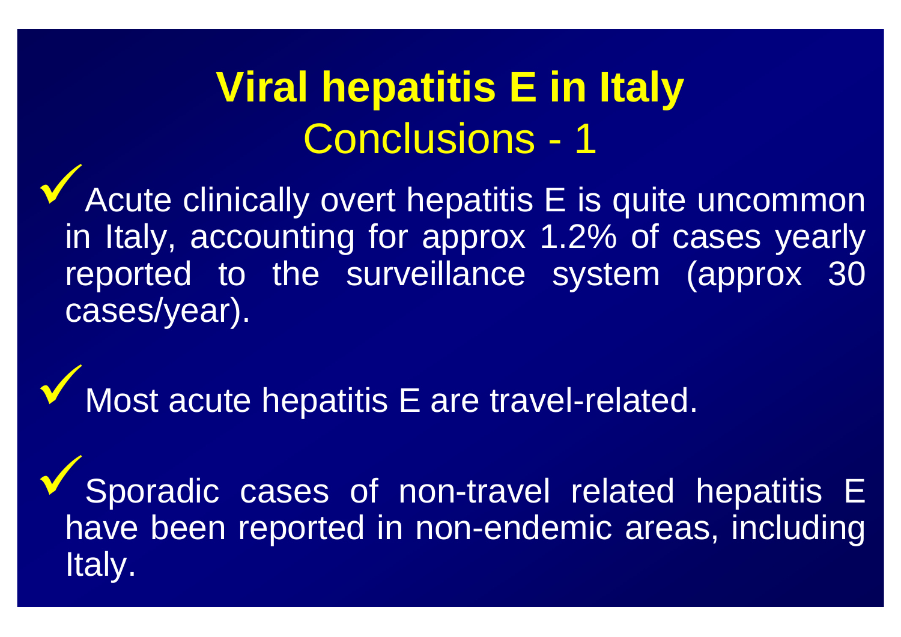# Viral hepatitis E in Italy

## Conclusions - 1

- ✓ Acute clinically overt hepatitis E is quite uncommon in Italy, accounting for approx 1.2% of cases yearly reported to the surveillance system (approx 30 cases/year).

- ✓ Most acute hepatitis E are travel-related.

- ✓ Sporadic cases of non-travel related hepatitis E have been reported in non-endemic areas, including Italy.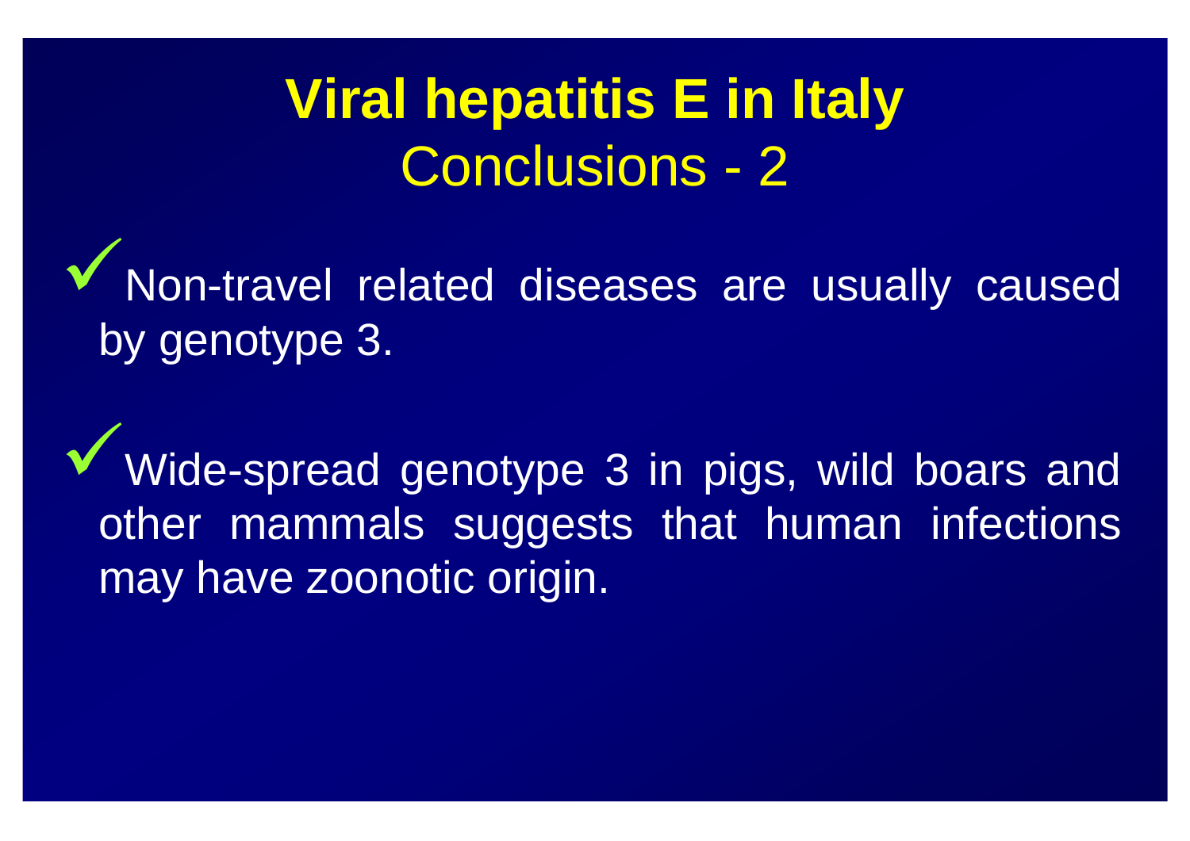# Viral hepatitis E in Italy

## Conclusions - 2

- ✓ Non-travel related diseases are usually caused by genotype 3.

- ✓ Wide-spread genotype 3 in pigs, wild boars and other mammals suggests that human infections may have zoonotic origin.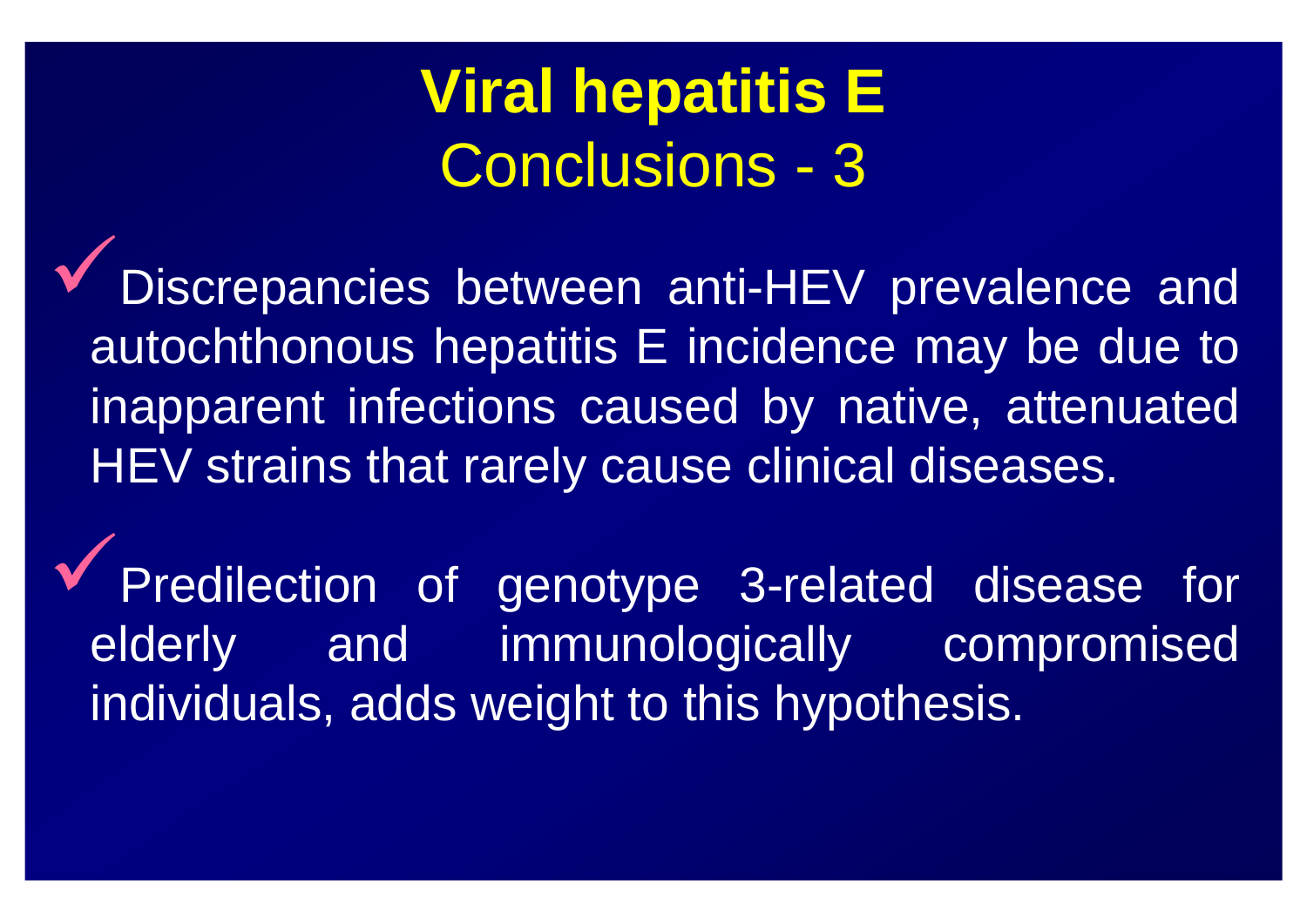# Viral hepatitis E
## Conclusions - 3

- Discrepancies between anti-HEV prevalence and autochthonous hepatitis E incidence may be due to inapparent infections caused by native, attenuated HEV strains that rarely cause clinical diseases.

- Predilection of genotype 3-related disease for elderly and immunologically compromised individuals, adds weight to this hypothesis.